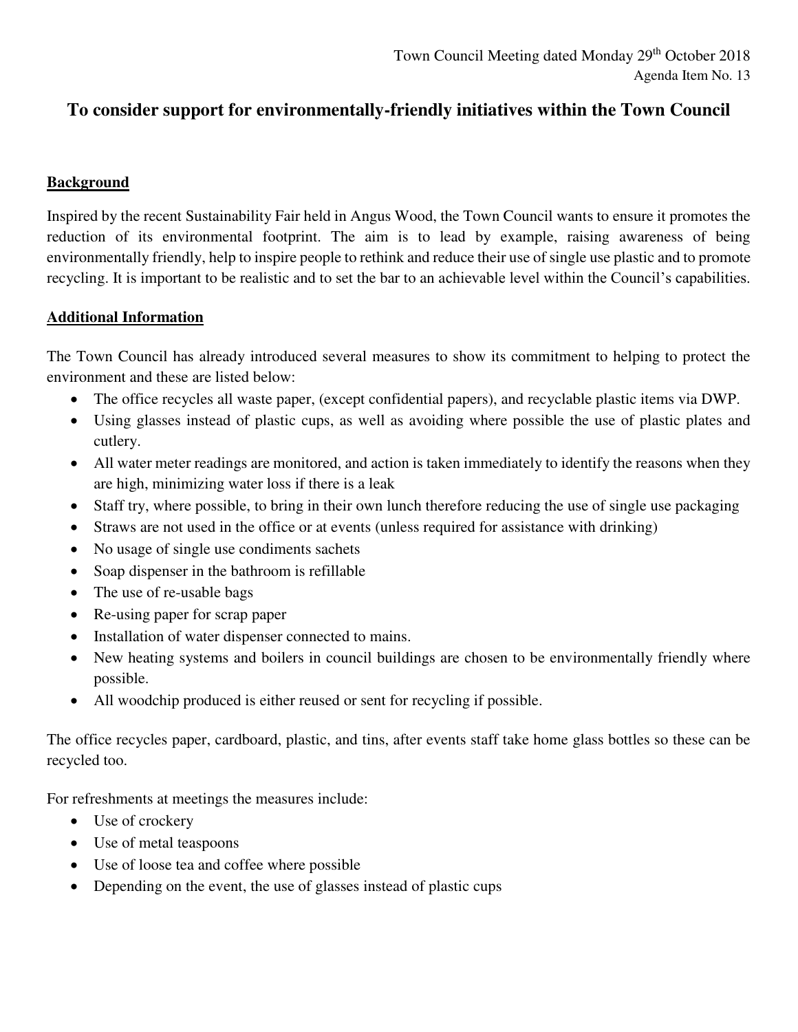Town Council Meeting dated Monday 29th October 2018
Agenda Item No. 13

# To consider support for environmentally-friendly initiatives within the Town Council

## Background

Inspired by the recent Sustainability Fair held in Angus Wood, the Town Council wants to ensure it promotes the reduction of its environmental footprint. The aim is to lead by example, raising awareness of being environmentally friendly, help to inspire people to rethink and reduce their use of single use plastic and to promote recycling. It is important to be realistic and to set the bar to an achievable level within the Council's capabilities.

## Additional Information

The Town Council has already introduced several measures to show its commitment to helping to protect the environment and these are listed below:

- The office recycles all waste paper, (except confidential papers), and recyclable plastic items via DWP.
- Using glasses instead of plastic cups, as well as avoiding where possible the use of plastic plates and cutlery.
- All water meter readings are monitored, and action is taken immediately to identify the reasons when they are high, minimizing water loss if there is a leak
- Staff try, where possible, to bring in their own lunch therefore reducing the use of single use packaging
- Straws are not used in the office or at events (unless required for assistance with drinking)
- No usage of single use condiments sachets
- Soap dispenser in the bathroom is refillable
- The use of re-usable bags
- Re-using paper for scrap paper
- Installation of water dispenser connected to mains.
- New heating systems and boilers in council buildings are chosen to be environmentally friendly where possible.
- All woodchip produced is either reused or sent for recycling if possible.

The office recycles paper, cardboard, plastic, and tins, after events staff take home glass bottles so these can be recycled too.

For refreshments at meetings the measures include:

- Use of crockery
- Use of metal teaspoons
- Use of loose tea and coffee where possible
- Depending on the event, the use of glasses instead of plastic cups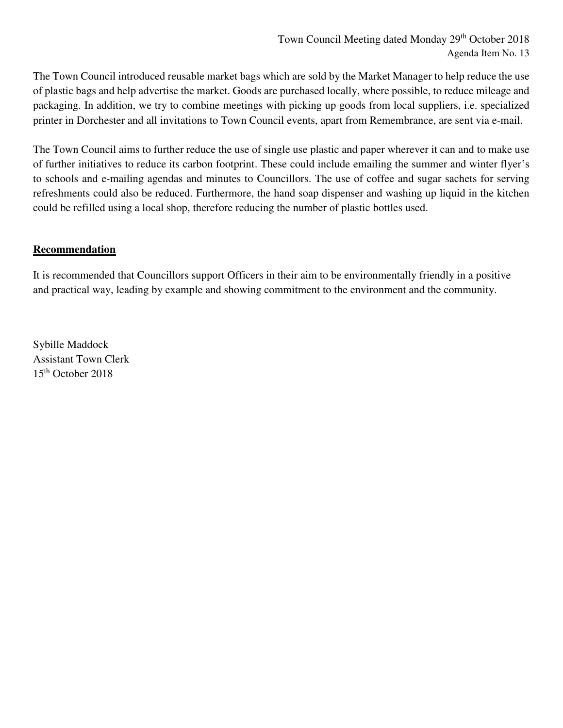The Town Council introduced reusable market bags which are sold by the Market Manager to help reduce the use of plastic bags and help advertise the market. Goods are purchased locally, where possible, to reduce mileage and packaging. In addition, we try to combine meetings with picking up goods from local suppliers, i.e. specialized printer in Dorchester and all invitations to Town Council events, apart from Remembrance, are sent via e-mail.

The Town Council aims to further reduce the use of single use plastic and paper wherever it can and to make use of further initiatives to reduce its carbon footprint. These could include emailing the summer and winter flyer's to schools and e-mailing agendas and minutes to Councillors. The use of coffee and sugar sachets for serving refreshments could also be reduced. Furthermore, the hand soap dispenser and washing up liquid in the kitchen could be refilled using a local shop, therefore reducing the number of plastic bottles used.

**Recommendation**

It is recommended that Councillors support Officers in their aim to be environmentally friendly in a positive and practical way, leading by example and showing commitment to the environment and the community.

Sybille Maddock
Assistant Town Clerk
15th October 2018